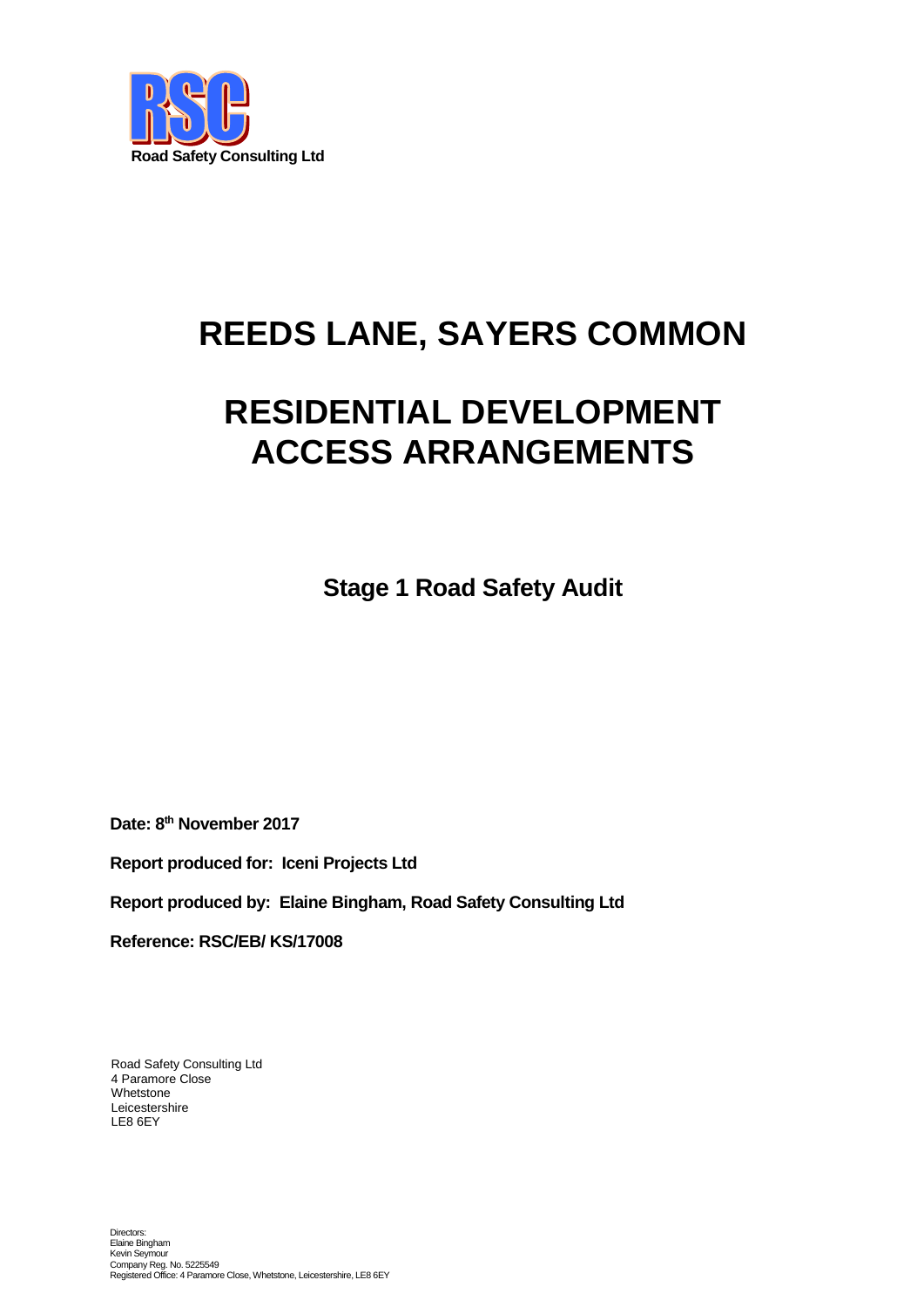RSC

Road Safety Consulting Ltd

# REEDS LANE, SAYERS COMMON

# RESIDENTIAL DEVELOPMENT ACCESS ARRANGEMENTS

## Stage 1 Road Safety Audit

**Date: 8th November 2017**

**Report produced for: Iceni Projects Ltd**

**Report produced by: Elaine Bingham, Road Safety Consulting Ltd**

**Reference: RSC/EB/ KS/17008**

Road Safety Consulting Ltd
4 Paramore Close
Whetstone
Leicestershire
LE8 6EY

Directors:
Elaine Bingham
Kevin Seymour
Company Reg. No. 5225549
Registered Office: 4 Paramore Close, Whetstone, Leicestershire, LE8 6EY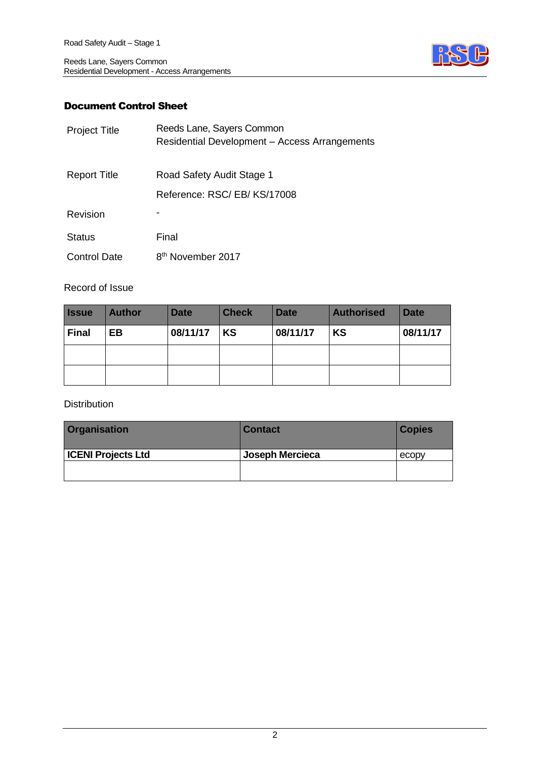## Document Control Sheet

| | |
|---|---|
| Project Title | Reeds Lane, Sayers Common<br>Residential Development – Access Arrangements |
| Report Title | Road Safety Audit Stage 1 |
| | Reference: RSC/ EB/ KS/17008 |
| Revision | - |
| Status | Final |
| Control Date | 8th November 2017 |

Record of Issue

| Issue | Author | Date | Check | Date | Authorised | Date |
|---|---|---|---|---|---|---|
| **Final** | **EB** | **08/11/17** | **KS** | **08/11/17** | **KS** | **08/11/17** |
| | | | | | | |
| | | | | | | |

Distribution

| Organisation | Contact | Copies |
|---|---|---|
| **ICENI Projects Ltd** | **Joseph Mercieca** | ecopy |
| | | |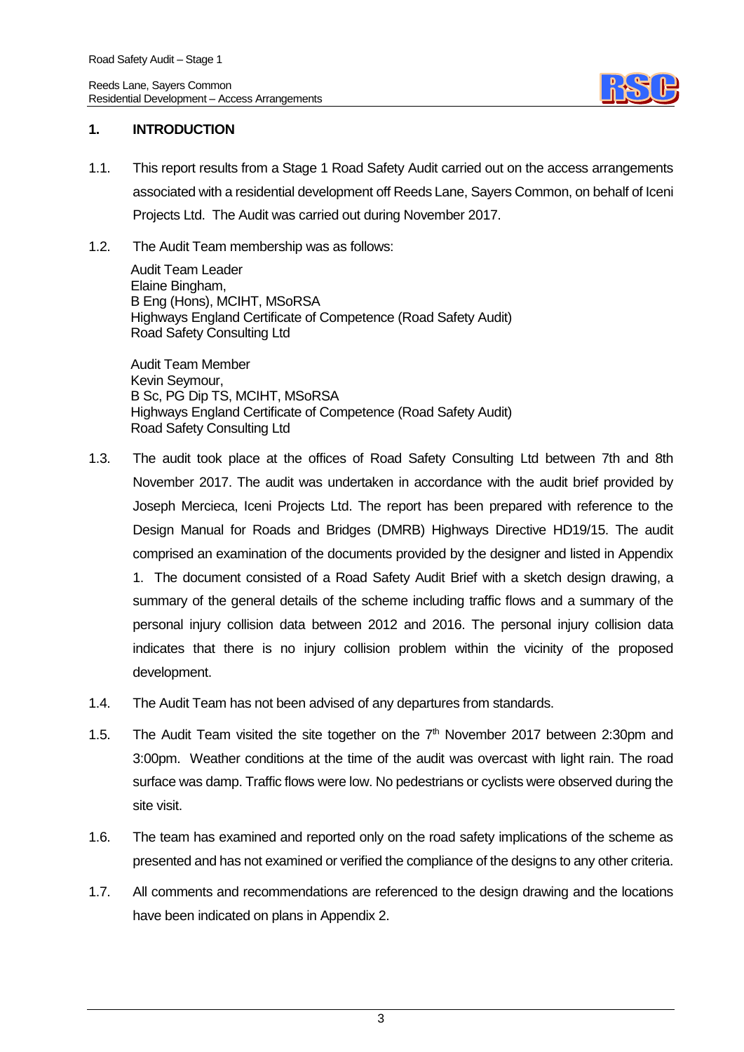## 1. INTRODUCTION

1.1. This report results from a Stage 1 Road Safety Audit carried out on the access arrangements associated with a residential development off Reeds Lane, Sayers Common, on behalf of Iceni Projects Ltd. The Audit was carried out during November 2017.

1.2. The Audit Team membership was as follows:

Audit Team Leader
Elaine Bingham,
B Eng (Hons), MCIHT, MSoRSA
Highways England Certificate of Competence (Road Safety Audit)
Road Safety Consulting Ltd

Audit Team Member
Kevin Seymour,
B Sc, PG Dip TS, MCIHT, MSoRSA
Highways England Certificate of Competence (Road Safety Audit)
Road Safety Consulting Ltd

1.3. The audit took place at the offices of Road Safety Consulting Ltd between 7th and 8th November 2017. The audit was undertaken in accordance with the audit brief provided by Joseph Mercieca, Iceni Projects Ltd. The report has been prepared with reference to the Design Manual for Roads and Bridges (DMRB) Highways Directive HD19/15. The audit comprised an examination of the documents provided by the designer and listed in Appendix 1. The document consisted of a Road Safety Audit Brief with a sketch design drawing, a summary of the general details of the scheme including traffic flows and a summary of the personal injury collision data between 2012 and 2016. The personal injury collision data indicates that there is no injury collision problem within the vicinity of the proposed development.

1.4. The Audit Team has not been advised of any departures from standards.

1.5. The Audit Team visited the site together on the 7th November 2017 between 2:30pm and 3:00pm. Weather conditions at the time of the audit was overcast with light rain. The road surface was damp. Traffic flows were low. No pedestrians or cyclists were observed during the site visit.

1.6. The team has examined and reported only on the road safety implications of the scheme as presented and has not examined or verified the compliance of the designs to any other criteria.

1.7. All comments and recommendations are referenced to the design drawing and the locations have been indicated on plans in Appendix 2.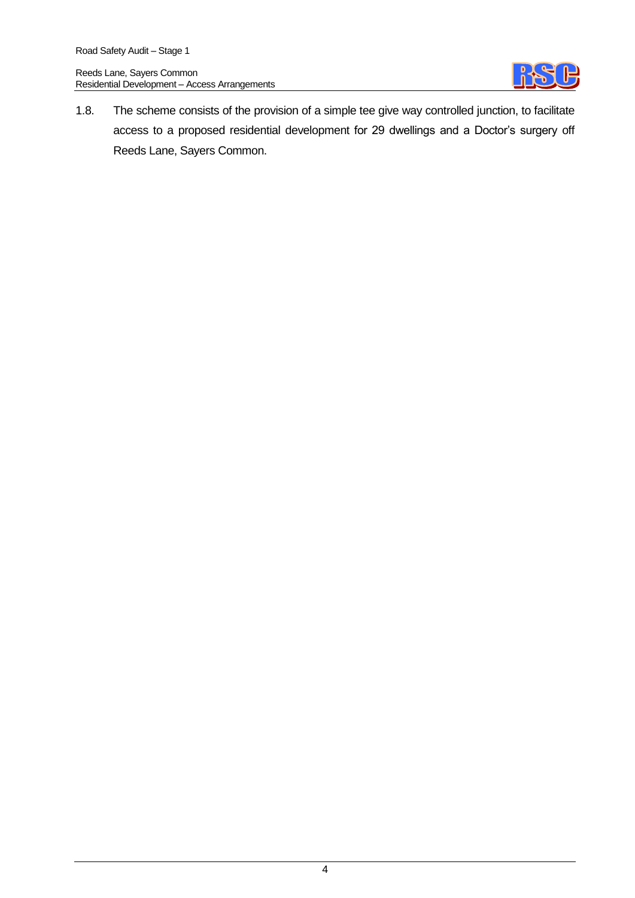1.8. The scheme consists of the provision of a simple tee give way controlled junction, to facilitate access to a proposed residential development for 29 dwellings and a Doctor's surgery off Reeds Lane, Sayers Common.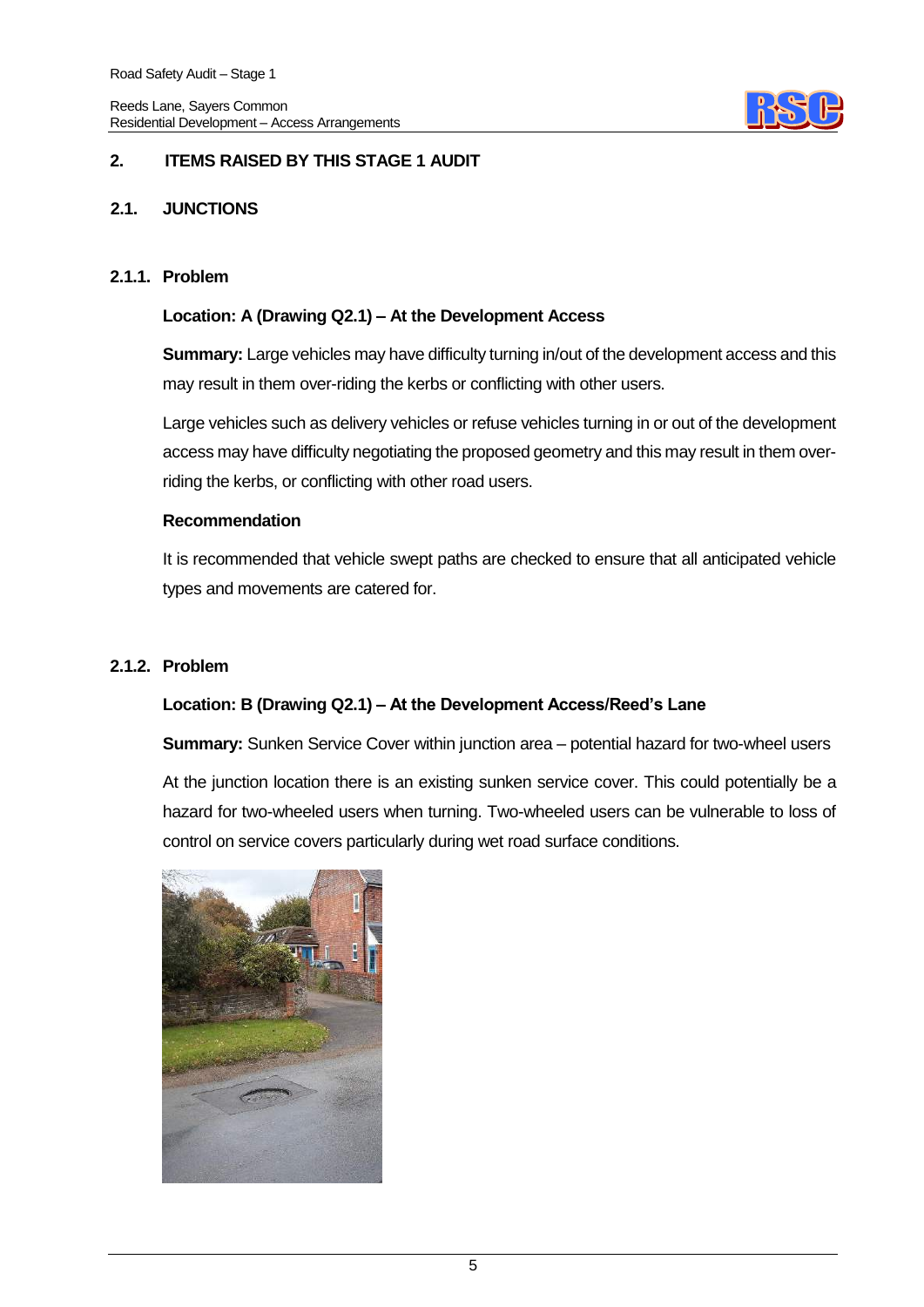## 2. ITEMS RAISED BY THIS STAGE 1 AUDIT

### 2.1. JUNCTIONS

#### 2.1.1. Problem

**Location: A (Drawing Q2.1) – At the Development Access**

**Summary:** Large vehicles may have difficulty turning in/out of the development access and this may result in them over-riding the kerbs or conflicting with other users.

Large vehicles such as delivery vehicles or refuse vehicles turning in or out of the development access may have difficulty negotiating the proposed geometry and this may result in them over-riding the kerbs, or conflicting with other road users.

**Recommendation**

It is recommended that vehicle swept paths are checked to ensure that all anticipated vehicle types and movements are catered for.

#### 2.1.2. Problem

**Location: B (Drawing Q2.1) – At the Development Access/Reed's Lane**

**Summary:** Sunken Service Cover within junction area – potential hazard for two-wheel users

At the junction location there is an existing sunken service cover. This could potentially be a hazard for two-wheeled users when turning. Two-wheeled users can be vulnerable to loss of control on service covers particularly during wet road surface conditions.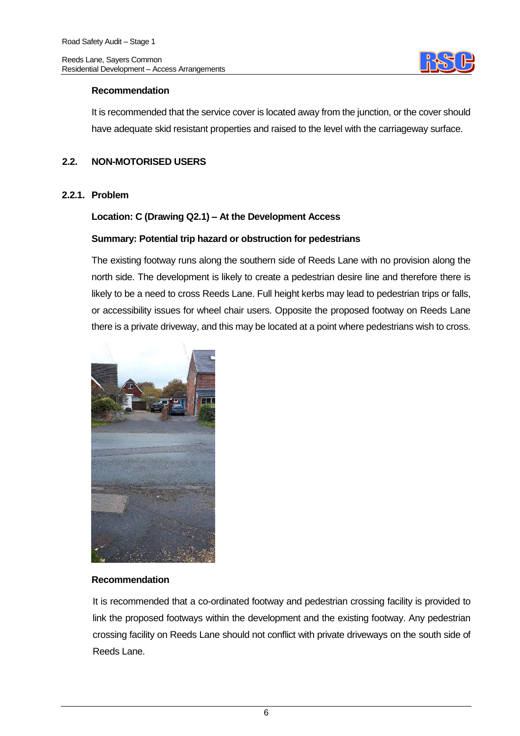**Recommendation**

It is recommended that the service cover is located away from the junction, or the cover should have adequate skid resistant properties and raised to the level with the carriageway surface.

## 2.2. NON-MOTORISED USERS

### 2.2.1. Problem

**Location: C (Drawing Q2.1) – At the Development Access**

**Summary: Potential trip hazard or obstruction for pedestrians**

The existing footway runs along the southern side of Reeds Lane with no provision along the north side. The development is likely to create a pedestrian desire line and therefore there is likely to be a need to cross Reeds Lane. Full height kerbs may lead to pedestrian trips or falls, or accessibility issues for wheel chair users. Opposite the proposed footway on Reeds Lane there is a private driveway, and this may be located at a point where pedestrians wish to cross.

**Recommendation**

It is recommended that a co-ordinated footway and pedestrian crossing facility is provided to link the proposed footways within the development and the existing footway. Any pedestrian crossing facility on Reeds Lane should not conflict with private driveways on the south side of Reeds Lane.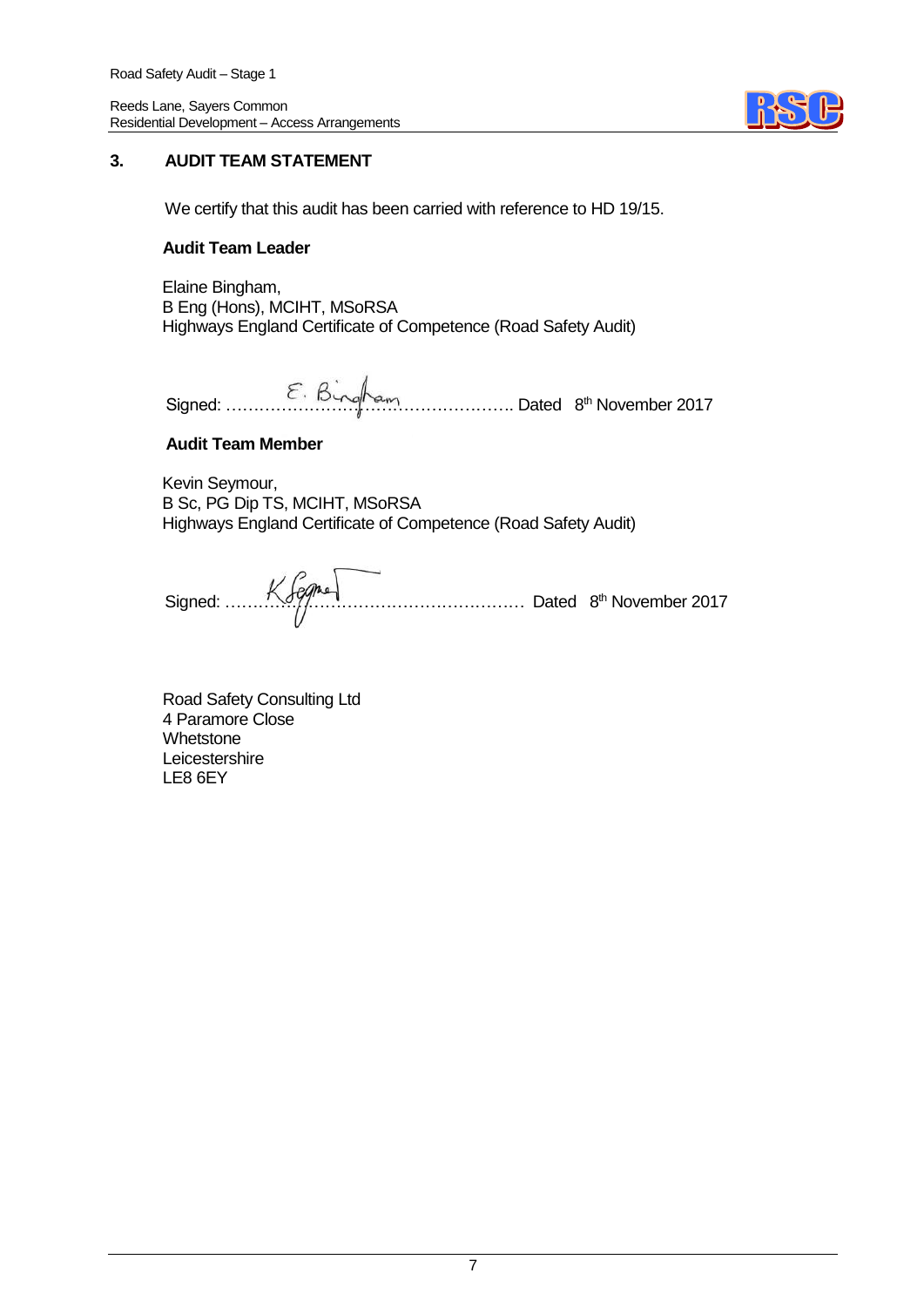## 3. AUDIT TEAM STATEMENT

We certify that this audit has been carried with reference to HD 19/15.

**Audit Team Leader**

Elaine Bingham,
B Eng (Hons), MCIHT, MSoRSA
Highways England Certificate of Competence (Road Safety Audit)

Signed: E. Bingham ………………………………………………. Dated 8th November 2017

**Audit Team Member**

Kevin Seymour,
B Sc, PG Dip TS, MCIHT, MSoRSA
Highways England Certificate of Competence (Road Safety Audit)

Signed: K Seymour ………………………………………………… Dated 8th November 2017

Road Safety Consulting Ltd
4 Paramore Close
Whetstone
Leicestershire
LE8 6EY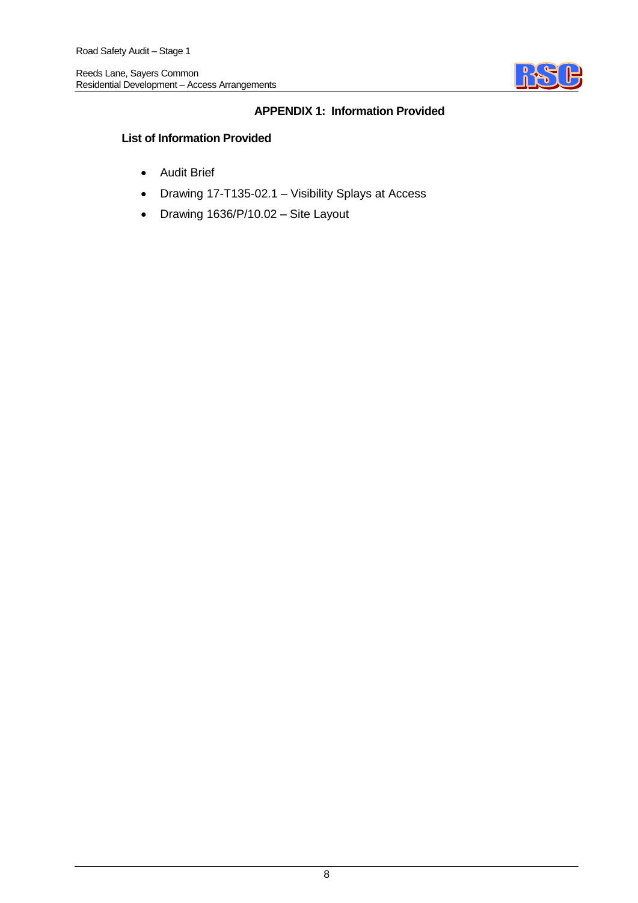## APPENDIX 1: Information Provided

### List of Information Provided

- Audit Brief
- Drawing 17-T135-02.1 – Visibility Splays at Access
- Drawing 1636/P/10.02 – Site Layout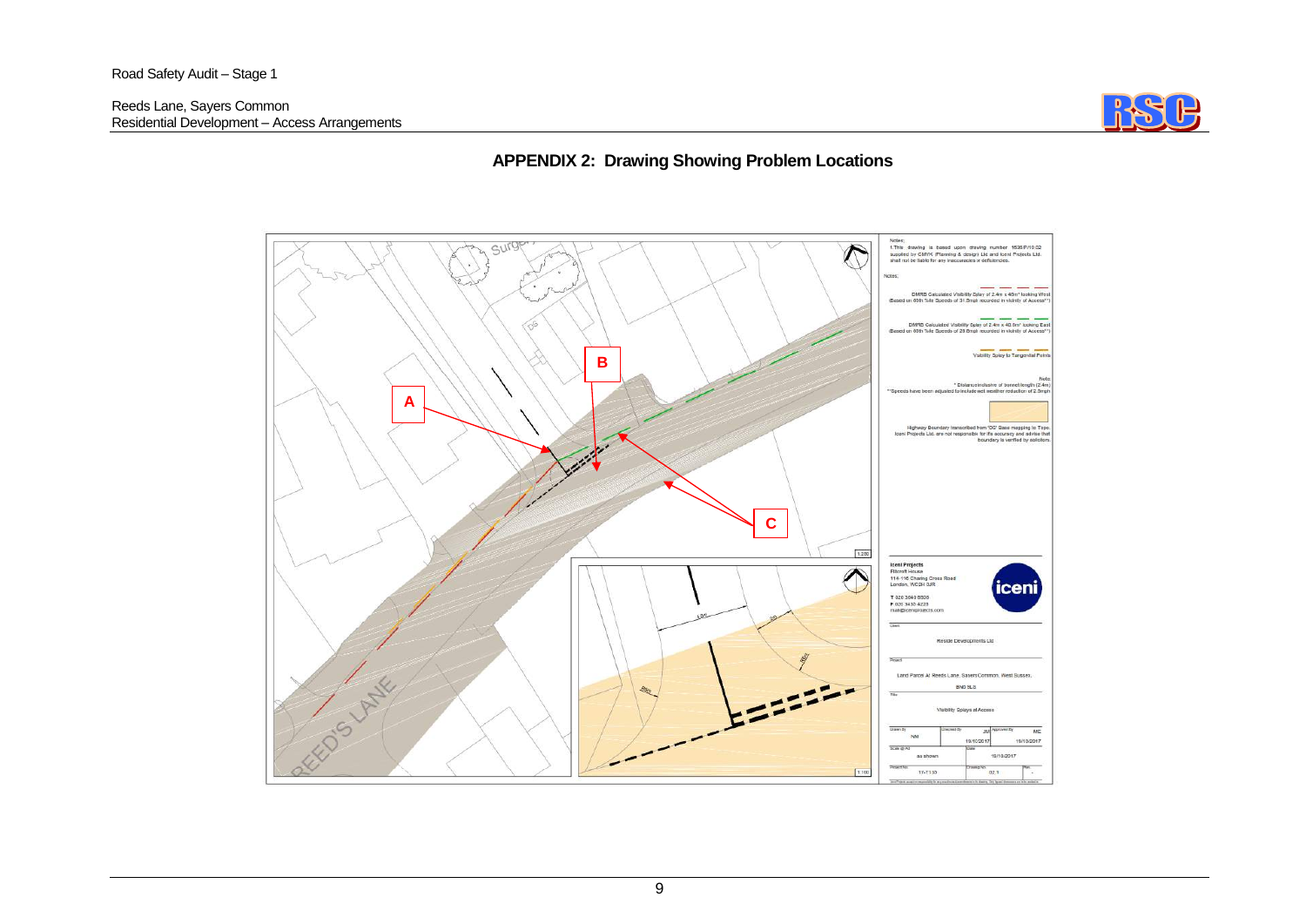## APPENDIX 2: Drawing Showing Problem Locations

Notes;

1. This drawing is based upon drawing number 1636/P/10.02 supplied by CMYK (Planning & design) Ltd and Iceni Projects Ltd. shall not be liable for any inaccuracies or deficiencies.

Notes;

DMRB Calculated Visibility Splay of 2.4m x 40m* looking West (Based on 85th %ile Speeds of 31.5mph recorded in vicinity of Access**)

DMRB Calculated Visibility Splay of 2.4m x 40.5m* looking East (Based on 85th %ile Speeds of 29.8mph recorded in vicinity of Access**)

Visibility Splay to Tangential Points

Note

* Distance inclusive of bonnet length (2.4m)

**Speeds have been adjusted to include wet weather reduction of 2.5mph

Highway Boundary transcribed from 'OS' Base mapping to Topo. Iceni Projects Ltd. are not responsible for its accuracy and advise that boundary is verified by solicitors.

A

B

C

REED'S LANE

1:200

1:100

**Iceni Projects**
Flitcroft House
114-116 Charing Cross Road
London, WC2H 0JR

T 020 3640 8508
F 020 3435 4228
mail@iceniprojects.com

Client: Reside Developments Ltd

Project: Land Parcel at Reeds Lane, Sayers Common, West Sussex, BN6 9LS

Title: Visibility Splays at Access

| Drawn By | Checked By | | Approved By | |
|---|---|---|---|---|
| NM | JH | 19/10/2017 | MC | 19/10/2017 |
| Scale @ A3 | as shown | Date | 19/10/2017 | |
| Project No. | 17-T133 | Drawing No. | 02.1 | Rev. - |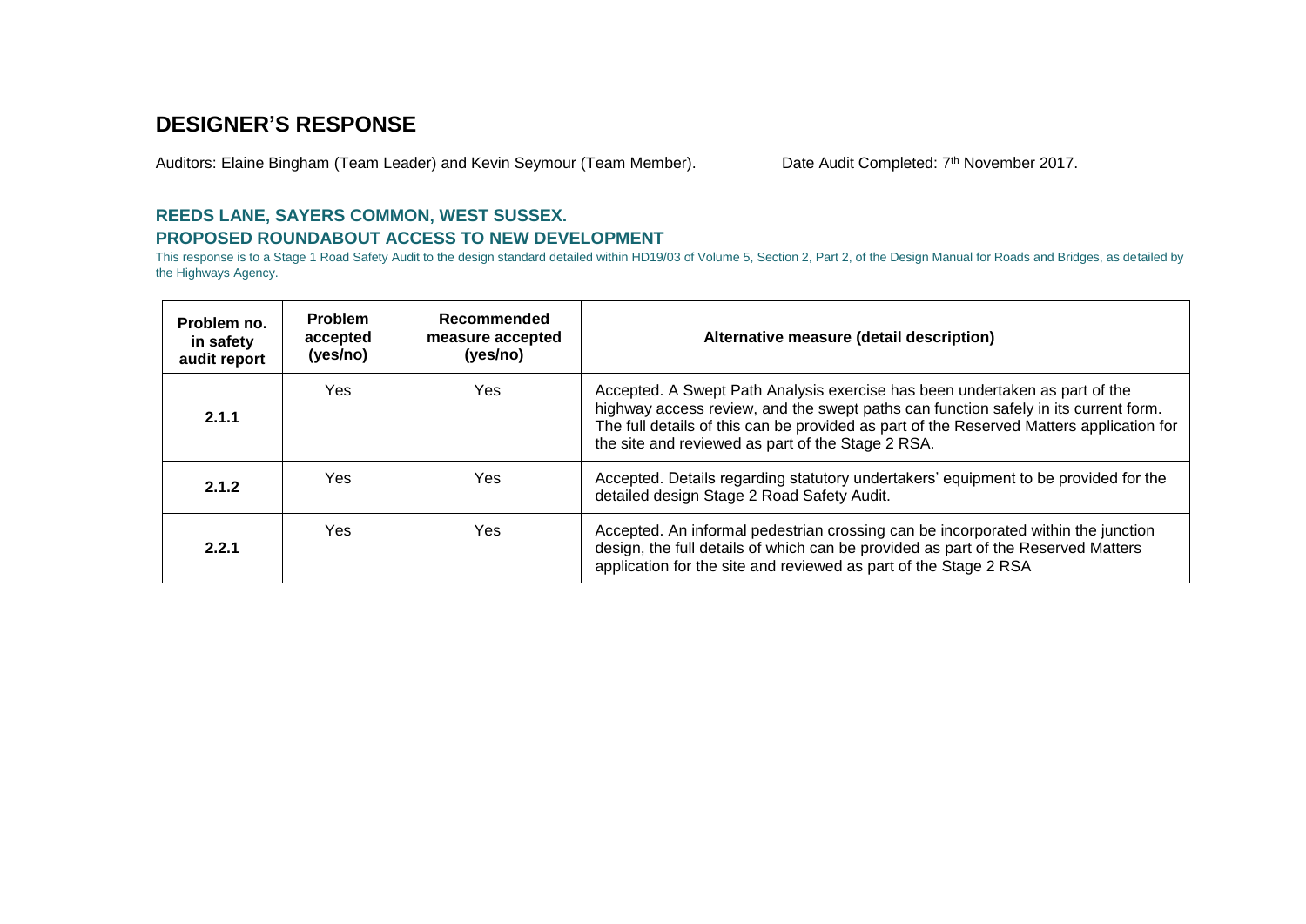# DESIGNER'S RESPONSE

Auditors: Elaine Bingham (Team Leader) and Kevin Seymour (Team Member).

Date Audit Completed: 7th November 2017.

## REEDS LANE, SAYERS COMMON, WEST SUSSEX.

## PROPOSED ROUNDABOUT ACCESS TO NEW DEVELOPMENT

This response is to a Stage 1 Road Safety Audit to the design standard detailed within HD19/03 of Volume 5, Section 2, Part 2, of the Design Manual for Roads and Bridges, as detailed by the Highways Agency.

| Problem no. in safety audit report | Problem accepted (yes/no) | Recommended measure accepted (yes/no) | Alternative measure (detail description) |
|---|---|---|---|
| **2.1.1** | Yes | Yes | Accepted. A Swept Path Analysis exercise has been undertaken as part of the highway access review, and the swept paths can function safely in its current form. The full details of this can be provided as part of the Reserved Matters application for the site and reviewed as part of the Stage 2 RSA. |
| **2.1.2** | Yes | Yes | Accepted. Details regarding statutory undertakers' equipment to be provided for the detailed design Stage 2 Road Safety Audit. |
| **2.2.1** | Yes | Yes | Accepted. An informal pedestrian crossing can be incorporated within the junction design, the full details of which can be provided as part of the Reserved Matters application for the site and reviewed as part of the Stage 2 RSA |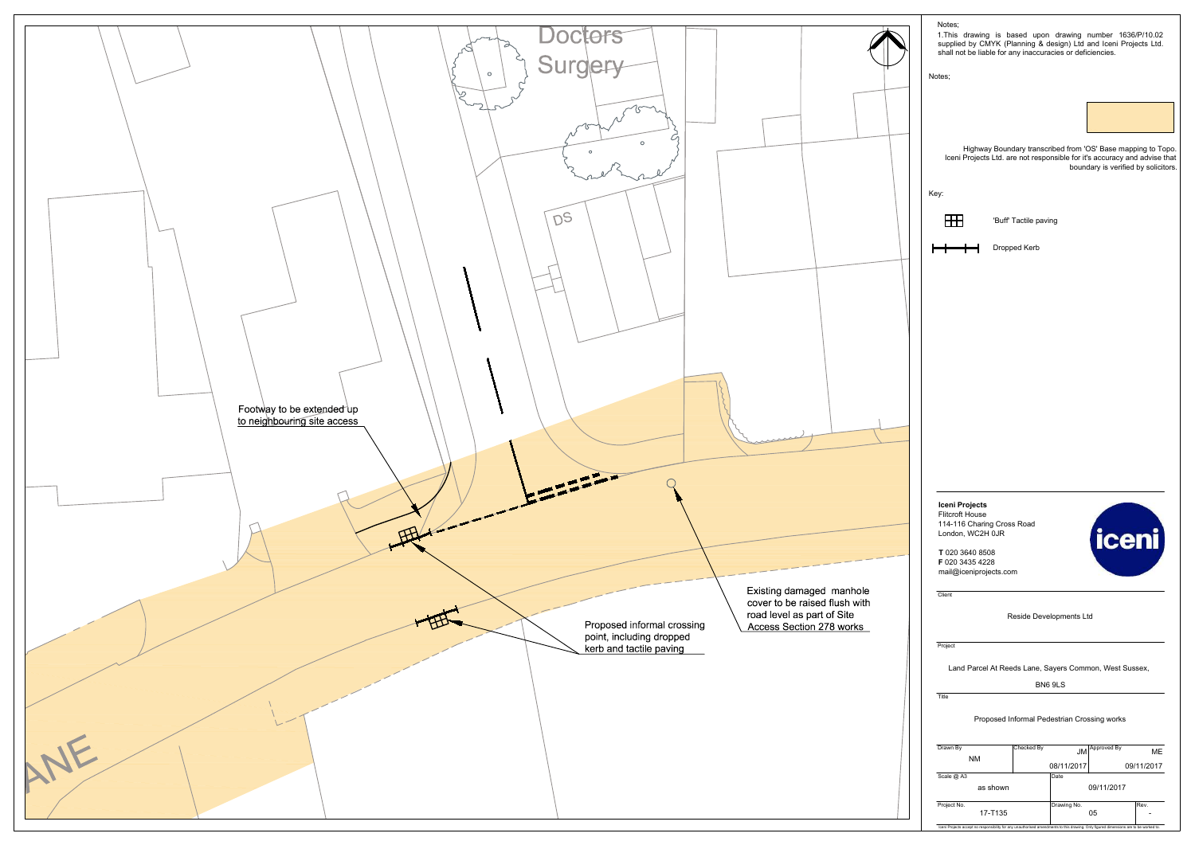Doctors Surgery

DS

Footway to be extended up to neighbouring site access

Existing damaged manhole cover to be raised flush with road level as part of Site Access Section 278 works

Proposed informal crossing point, including dropped kerb and tactile paving

ANE

Notes;

1.This drawing is based upon drawing number 1636/P/10.02 supplied by CMYK (Planning & design) Ltd and Iceni Projects Ltd. shall not be liable for any inaccuracies or deficiencies.

Notes;

Highway Boundary transcribed from 'OS' Base mapping to Topo. Iceni Projects Ltd. are not responsible for it's accuracy and advise that boundary is verified by solicitors.

Key:

'Buff' Tactile paving

Dropped Kerb

**Iceni Projects**
Flitcroft House
114-116 Charing Cross Road
London, WC2H 0JR

**T** 020 3640 8508
**F** 020 3435 4228
mail@iceniprojects.com

iceni

Client

Reside Developments Ltd

Project

Land Parcel At Reeds Lane, Sayers Common, West Sussex, BN6 9LS

Title

Proposed Informal Pedestrian Crossing works

| Drawn By | Checked By | Approved By |
|---|---|---|
| NM | JM 08/11/2017 | ME 09/11/2017 |

| Scale @ A3 | Date |
|---|---|
| as shown | 09/11/2017 |

| Project No. | Drawing No. | Rev. |
|---|---|---|
| 17-T135 | 05 | - |

Iceni Projects accept no responsibility for any unauthorised amendments to this drawing. Only figured dimensions are to be worked to.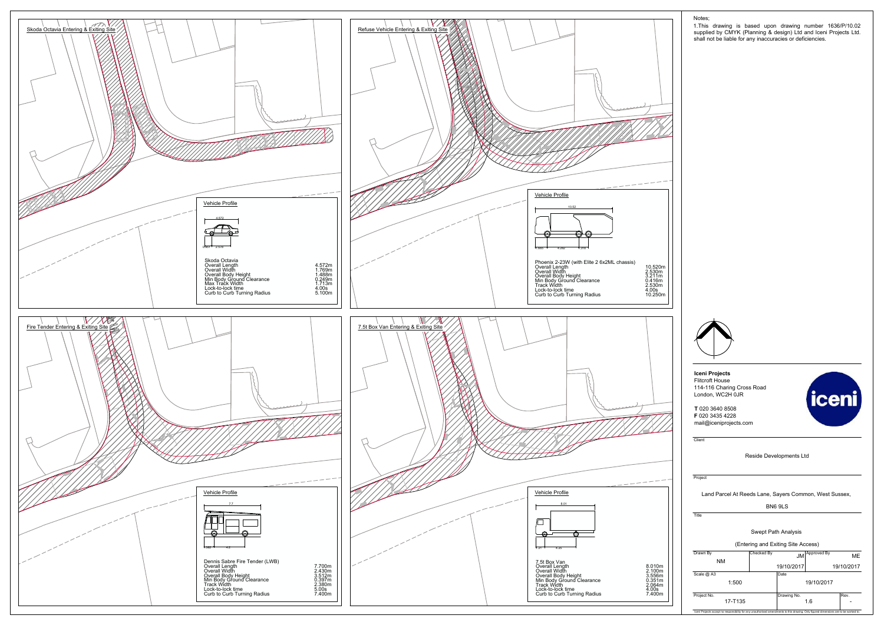## Skoda Octavia Entering & Exiting Site

Vehicle Profile

4.572

0.881 2.578

| Skoda Octavia | |
|---|---|
| Overall Length | 4.572m |
| Overall Width | 1.769m |
| Overall Body Height | 1.488m |
| Min Body Ground Clearance | 0.249m |
| Max Track Width | 1.713m |
| Lock-to-lock time | 4.00s |
| Curb to Curb Turning Radius | 5.100m |

## Refuse Vehicle Entering & Exiting Site

Vehicle Profile

10.52

0.665 4.282 1.318

| Phoenix 2-23W (with Elite 2 6x2ML chassis) | |
|---|---|
| Overall Length | 10.520m |
| Overall Width | 2.530m |
| Overall Body Height | 3.211m |
| Min Body Ground Clearance | 0.416m |
| Track Width | 2.530m |
| Lock-to-lock time | 4.00s |
| Curb to Curb Turning Radius | 10.250m |

## Fire Tender Entering & Exiting Site

Vehicle Profile

7.7

1.382 4.2

| Dennis Sabre Fire Tender (LWB) | |
|---|---|
| Overall Length | 7.700m |
| Overall Width | 2.430m |
| Overall Body Height | 3.512m |
| Min Body Ground Clearance | 0.397m |
| Track Width | 2.380m |
| Lock-to-lock time | 5.00s |
| Curb to Curb Turning Radius | 7.400m |

## 7.5t Box Van Entering & Exiting Site

Vehicle Profile

8.01

1.21 4.25

| 7.5t Box Van | |
|---|---|
| Overall Length | 8.010m |
| Overall Width | 2.100m |
| Overall Body Height | 3.556m |
| Min Body Ground Clearance | 0.351m |
| Track Width | 2.064m |
| Lock-to-lock time | 4.00s |
| Curb to Curb Turning Radius | 7.400m |

Notes;

1.This drawing is based upon drawing number 1636/P/10.02 supplied by CMYK (Planning & design) Ltd and Iceni Projects Ltd. shall not be liable for any inaccuracies or deficiencies.

**Iceni Projects**
Flitcroft House
114-116 Charing Cross Road
London, WC2H 0JR

**T** 020 3640 8508
**F** 020 3435 4228
mail@iceniprojects.com

iceni

Client

Reside Developments Ltd

Project

Land Parcel At Reeds Lane, Sayers Common, West Sussex, BN6 9LS

Title

Swept Path Analysis

(Entering and Exiting Site Access)

| Drawn By | Checked By | | Approved By | |
|---|---|---|---|---|
| NM | | JM 19/10/2017 | | ME 19/10/2017 |
| Scale @ A3 | | Date | | |
| 1:500 | | 19/10/2017 | | |
| Project No. | | Drawing No. | | Rev. |
| 17-T135 | | 1.6 | | - |

Iceni Projects accept no responsibility for any unauthorised amendments to this drawing. Only figured dimensions are to be worked to.